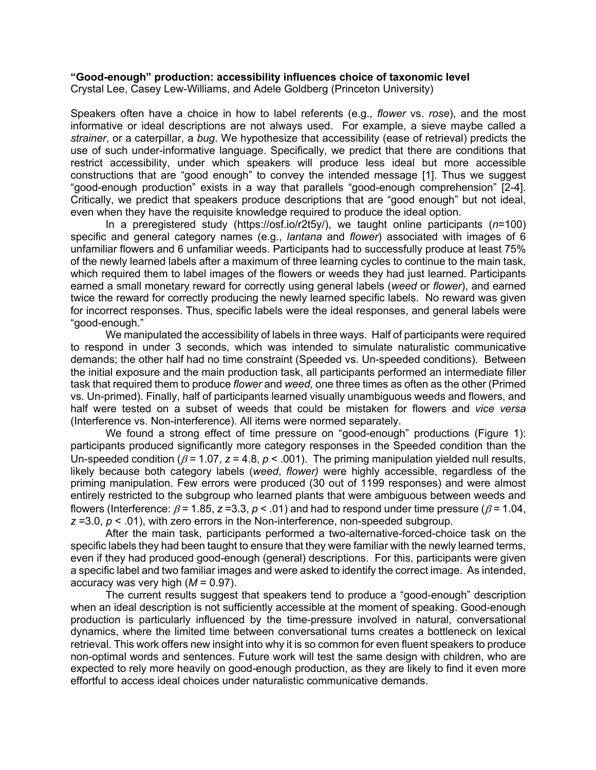**"Good-enough" production: accessibility influences choice of taxonomic level**
Crystal Lee, Casey Lew-Williams, and Adele Goldberg (Princeton University)

Speakers often have a choice in how to label referents (e.g., *flower* vs. *rose*), and the most informative or ideal descriptions are not always used. For example, a sieve maybe called a *strainer*, or a caterpillar, a *bug*. We hypothesize that accessibility (ease of retrieval) predicts the use of such under-informative language. Specifically, we predict that there are conditions that restrict accessibility, under which speakers will produce less ideal but more accessible constructions that are "good enough" to convey the intended message [1]. Thus we suggest "good-enough production" exists in a way that parallels "good-enough comprehension" [2-4]. Critically, we predict that speakers produce descriptions that are "good enough" but not ideal, even when they have the requisite knowledge required to produce the ideal option.

In a preregistered study (https://osf.io/r2t5y/), we taught online participants ($n$=100) specific and general category names (e.g., *lantana* and *flower*) associated with images of 6 unfamiliar flowers and 6 unfamiliar weeds. Participants had to successfully produce at least 75% of the newly learned labels after a maximum of three learning cycles to continue to the main task, which required them to label images of the flowers or weeds they had just learned. Participants earned a small monetary reward for correctly using general labels (*weed* or *flower*), and earned twice the reward for correctly producing the newly learned specific labels. No reward was given for incorrect responses. Thus, specific labels were the ideal responses, and general labels were "good-enough."

We manipulated the accessibility of labels in three ways. Half of participants were required to respond in under 3 seconds, which was intended to simulate naturalistic communicative demands; the other half had no time constraint (Speeded vs. Un-speeded conditions). Between the initial exposure and the main production task, all participants performed an intermediate filler task that required them to produce *flower* and *weed,* one three times as often as the other (Primed vs. Un-primed). Finally, half of participants learned visually unambiguous weeds and flowers, and half were tested on a subset of weeds that could be mistaken for flowers and *vice versa* (Interference vs. Non-interference). All items were normed separately.

We found a strong effect of time pressure on "good-enough" productions (Figure 1): participants produced significantly more category responses in the Speeded condition than the Un-speeded condition ($\beta$ = 1.07, $z$ = 4.8, $p$ < .001). The priming manipulation yielded null results, likely because both category labels (*weed*, *flower)* were highly accessible, regardless of the priming manipulation. Few errors were produced (30 out of 1199 responses) and were almost entirely restricted to the subgroup who learned plants that were ambiguous between weeds and flowers (Interference: $\beta$ = 1.85, $z$ =3.3, $p$ < .01) and had to respond under time pressure ($\beta$ = 1.04, $z$ =3.0, $p$ < .01), with zero errors in the Non-interference, non-speeded subgroup.

After the main task, participants performed a two-alternative-forced-choice task on the specific labels they had been taught to ensure that they were familiar with the newly learned terms, even if they had produced good-enough (general) descriptions. For this, participants were given a specific label and two familiar images and were asked to identify the correct image. As intended, accuracy was very high ($M$ = 0.97).

The current results suggest that speakers tend to produce a "good-enough" description when an ideal description is not sufficiently accessible at the moment of speaking. Good-enough production is particularly influenced by the time-pressure involved in natural, conversational dynamics, where the limited time between conversational turns creates a bottleneck on lexical retrieval. This work offers new insight into why it is so common for even fluent speakers to produce non-optimal words and sentences. Future work will test the same design with children, who are expected to rely more heavily on good-enough production, as they are likely to find it even more effortful to access ideal choices under naturalistic communicative demands.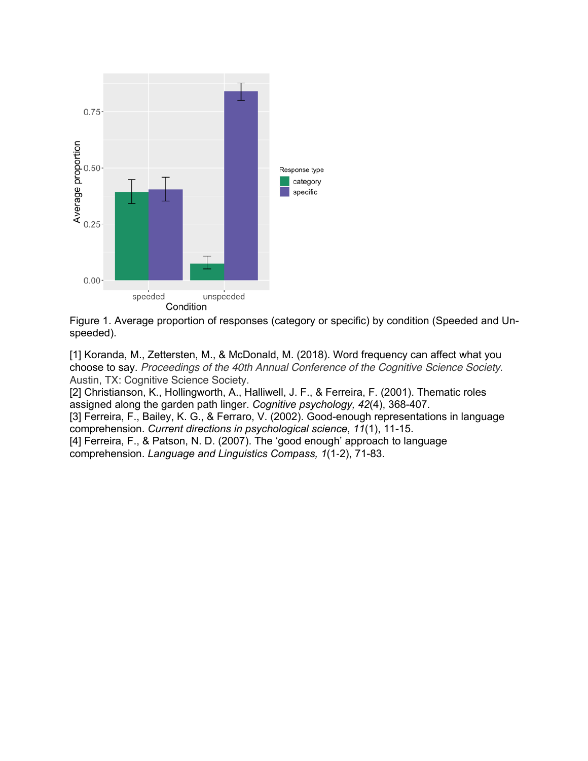0.75

0.50

0.25

0.00

Average proportion

speeded

unspeeded

Condition

Response type

category

specific

Figure 1. Average proportion of responses (category or specific) by condition (Speeded and Un-speeded).

[1] Koranda, M., Zettersten, M., & McDonald, M. (2018). Word frequency can affect what you choose to say. *Proceedings of the 40th Annual Conference of the Cognitive Science Society*. Austin, TX: Cognitive Science Society.
[2] Christianson, K., Hollingworth, A., Halliwell, J. F., & Ferreira, F. (2001). Thematic roles assigned along the garden path linger. *Cognitive psychology, 42*(4), 368-407.
[3] Ferreira, F., Bailey, K. G., & Ferraro, V. (2002). Good-enough representations in language comprehension. *Current directions in psychological science*, *11*(1), 11-15.
[4] Ferreira, F., & Patson, N. D. (2007). The 'good enough' approach to language comprehension. *Language and Linguistics Compass, 1*(1-2), 71-83.